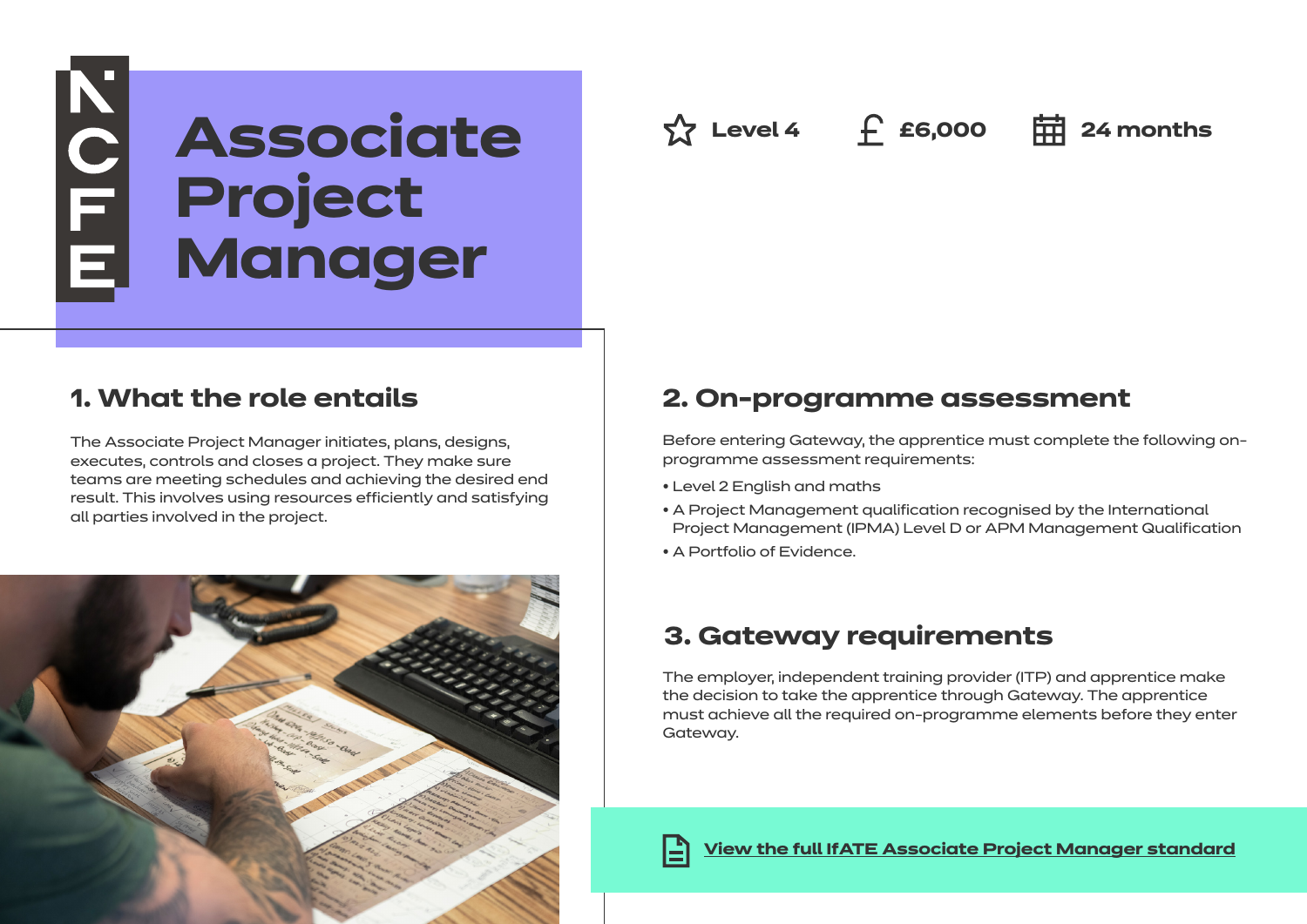# Associate Project Manager

Level 4 | £6,000 | 24 months

## 1. What the role entails

The Associate Project Manager initiates, plans, designs, executes, controls and closes a project. They make sure teams are meeting schedules and achieving the desired end result. This involves using resources efficiently and satisfying all parties involved in the project.

## 2. On-programme assessment

Before entering Gateway, the apprentice must complete the following on-programme assessment requirements:

- Level 2 English and maths
- A Project Management qualification recognised by the International Project Management (IPMA) Level D or APM Management Qualification
- A Portfolio of Evidence.

## 3. Gateway requirements

The employer, independent training provider (ITP) and apprentice make the decision to take the apprentice through Gateway. The apprentice must achieve all the required on-programme elements before they enter Gateway.

**View the full IfATE Associate Project Manager standard**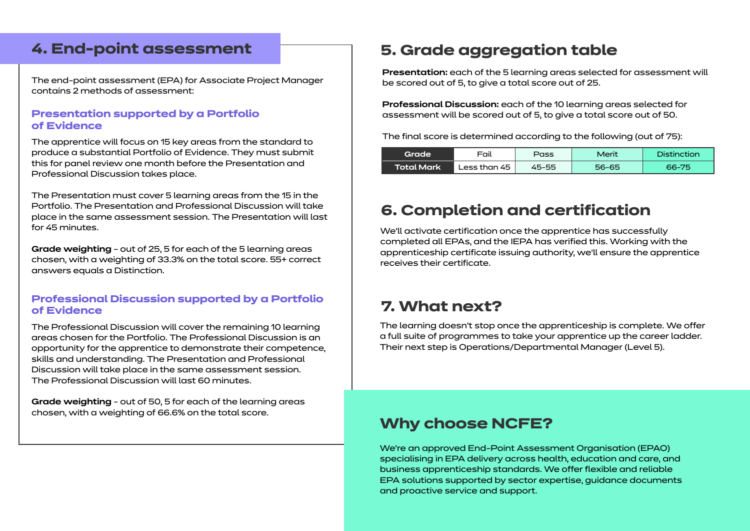# 4. End-point assessment

The end-point assessment (EPA) for Associate Project Manager contains 2 methods of assessment:

### Presentation supported by a Portfolio of Evidence

The apprentice will focus on 15 key areas from the standard to produce a substantial Portfolio of Evidence. They must submit this for panel review one month before the Presentation and Professional Discussion takes place.

The Presentation must cover 5 learning areas from the 15 in the Portfolio. The Presentation and Professional Discussion will take place in the same assessment session. The Presentation will last for 45 minutes.

**Grade weighting** - out of 25, 5 for each of the 5 learning areas chosen, with a weighting of 33.3% on the total score. 55+ correct answers equals a Distinction.

### Professional Discussion supported by a Portfolio of Evidence

The Professional Discussion will cover the remaining 10 learning areas chosen for the Portfolio. The Professional Discussion is an opportunity for the apprentice to demonstrate their competence, skills and understanding. The Presentation and Professional Discussion will take place in the same assessment session. The Professional Discussion will last 60 minutes.

**Grade weighting** - out of 50, 5 for each of the learning areas chosen, with a weighting of 66.6% on the total score.

# 5. Grade aggregation table

**Presentation:** each of the 5 learning areas selected for assessment will be scored out of 5, to give a total score out of 25.

**Professional Discussion:** each of the 10 learning areas selected for assessment will be scored out of 5, to give a total score out of 50.

The final score is determined according to the following (out of 75):

| Grade | Fail | Pass | Merit | Distinction |
|---|---|---|---|---|
| Total Mark | Less than 45 | 45-55 | 56-65 | 66-75 |

# 6. Completion and certification

We'll activate certification once the apprentice has successfully completed all EPAs, and the IEPA has verified this. Working with the apprenticeship certificate issuing authority, we'll ensure the apprentice receives their certificate.

# 7. What next?

The learning doesn't stop once the apprenticeship is complete. We offer a full suite of programmes to take your apprentice up the career ladder. Their next step is Operations/Departmental Manager (Level 5).

## Why choose NCFE?

We're an approved End-Point Assessment Organisation (EPAO) specialising in EPA delivery across health, education and care, and business apprenticeship standards. We offer flexible and reliable EPA solutions supported by sector expertise, guidance documents and proactive service and support.